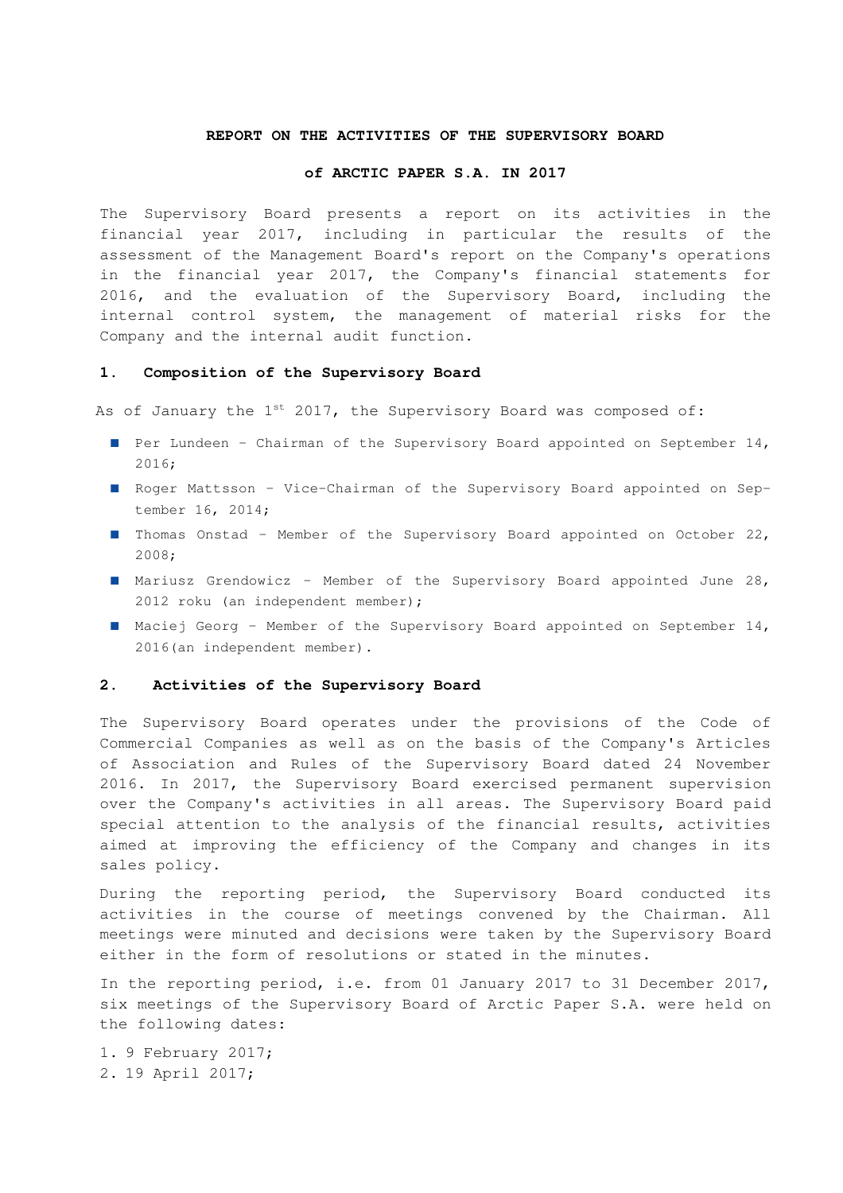**REPORT ON THE ACTIVITIES OF THE SUPERVISORY BOARD**

**of ARCTIC PAPER S.A. IN 2017**

The Supervisory Board presents a report on its activities in the financial year 2017, including in particular the results of the assessment of the Management Board's report on the Company's operations in the financial year 2017, the Company's financial statements for 2016, and the evaluation of the Supervisory Board, including the internal control system, the management of material risks for the Company and the internal audit function.

## 1. Composition of the Supervisory Board

As of January the 1st 2017, the Supervisory Board was composed of:

- Per Lundeen - Chairman of the Supervisory Board appointed on September 14, 2016;
- Roger Mattsson - Vice-Chairman of the Supervisory Board appointed on September 16, 2014;
- Thomas Onstad - Member of the Supervisory Board appointed on October 22, 2008;
- Mariusz Grendowicz - Member of the Supervisory Board appointed June 28, 2012 roku (an independent member);
- Maciej Georg - Member of the Supervisory Board appointed on September 14, 2016(an independent member).

## 2. Activities of the Supervisory Board

The Supervisory Board operates under the provisions of the Code of Commercial Companies as well as on the basis of the Company's Articles of Association and Rules of the Supervisory Board dated 24 November 2016. In 2017, the Supervisory Board exercised permanent supervision over the Company's activities in all areas. The Supervisory Board paid special attention to the analysis of the financial results, activities aimed at improving the efficiency of the Company and changes in its sales policy.

During the reporting period, the Supervisory Board conducted its activities in the course of meetings convened by the Chairman. All meetings were minuted and decisions were taken by the Supervisory Board either in the form of resolutions or stated in the minutes.

In the reporting period, i.e. from 01 January 2017 to 31 December 2017, six meetings of the Supervisory Board of Arctic Paper S.A. were held on the following dates:

1. 9 February 2017;
2. 19 April 2017;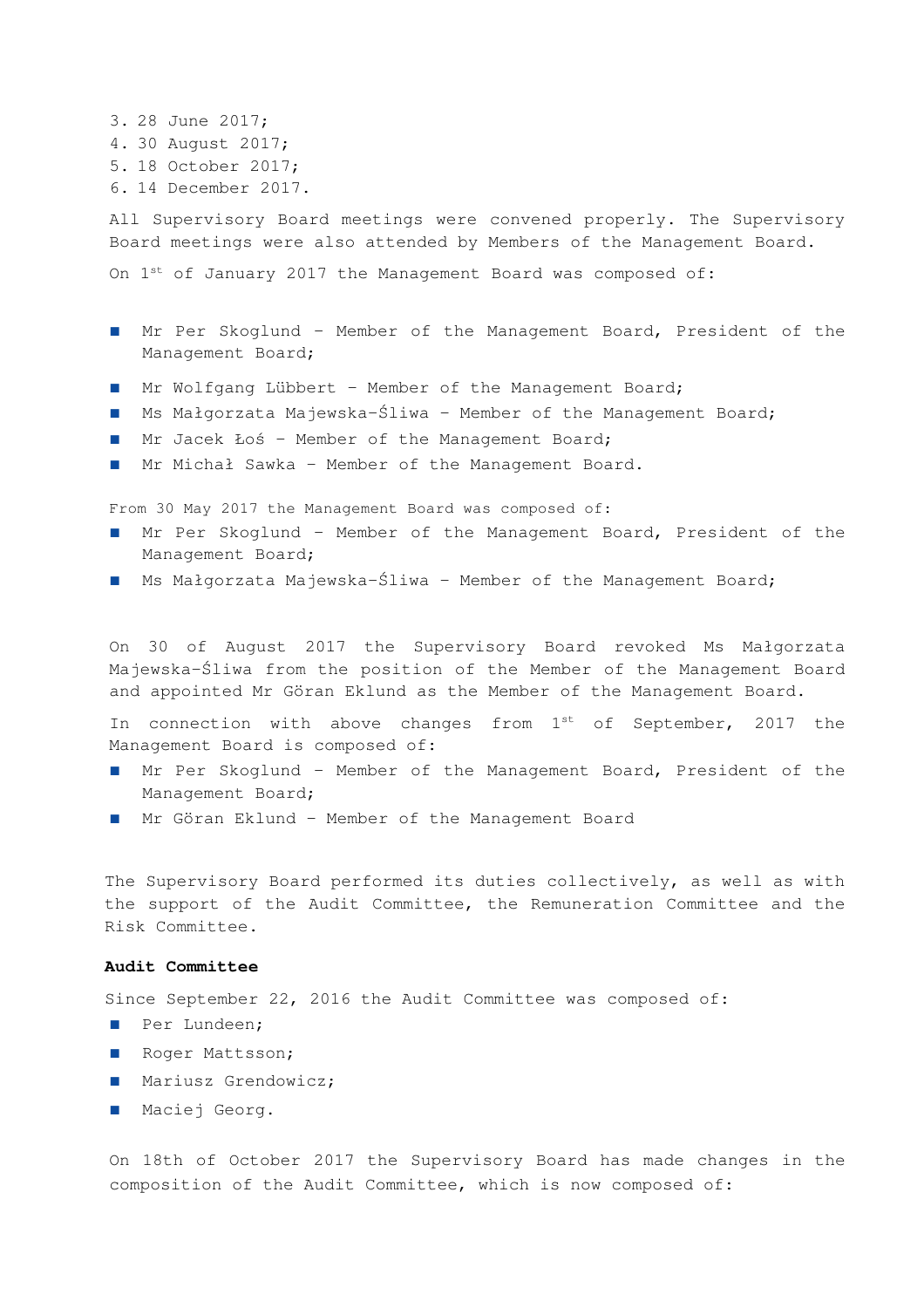3. 28 June 2017;
4. 30 August 2017;
5. 18 October 2017;
6. 14 December 2017.

All Supervisory Board meetings were convened properly. The Supervisory Board meetings were also attended by Members of the Management Board.

On 1st of January 2017 the Management Board was composed of:

- Mr Per Skoglund – Member of the Management Board, President of the Management Board;
- Mr Wolfgang Lübbert – Member of the Management Board;
- Ms Małgorzata Majewska-Śliwa – Member of the Management Board;
- Mr Jacek Łoś – Member of the Management Board;
- Mr Michał Sawka – Member of the Management Board.

From 30 May 2017 the Management Board was composed of:

- Mr Per Skoglund – Member of the Management Board, President of the Management Board;
- Ms Małgorzata Majewska-Śliwa – Member of the Management Board;

On 30 of August 2017 the Supervisory Board revoked Ms Małgorzata Majewska-Śliwa from the position of the Member of the Management Board and appointed Mr Göran Eklund as the Member of the Management Board.

In connection with above changes from 1st of September, 2017 the Management Board is composed of:

- Mr Per Skoglund – Member of the Management Board, President of the Management Board;
- Mr Göran Eklund – Member of the Management Board

The Supervisory Board performed its duties collectively, as well as with the support of the Audit Committee, the Remuneration Committee and the Risk Committee.

**Audit Committee**

Since September 22, 2016 the Audit Committee was composed of:

- Per Lundeen;
- Roger Mattsson;
- Mariusz Grendowicz;
- Maciej Georg.

On 18th of October 2017 the Supervisory Board has made changes in the composition of the Audit Committee, which is now composed of: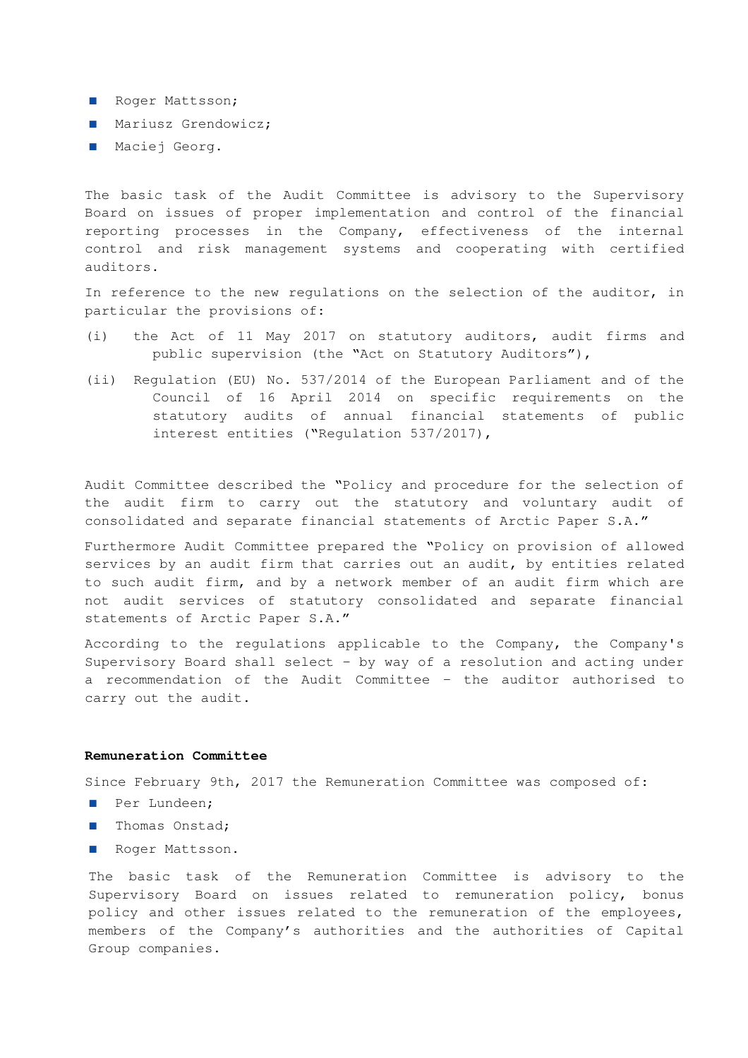- Roger Mattsson;
- Mariusz Grendowicz;
- Maciej Georg.

The basic task of the Audit Committee is advisory to the Supervisory Board on issues of proper implementation and control of the financial reporting processes in the Company, effectiveness of the internal control and risk management systems and cooperating with certified auditors.

In reference to the new regulations on the selection of the auditor, in particular the provisions of:

(i) the Act of 11 May 2017 on statutory auditors, audit firms and public supervision (the "Act on Statutory Auditors"),

(ii) Regulation (EU) No. 537/2014 of the European Parliament and of the Council of 16 April 2014 on specific requirements on the statutory audits of annual financial statements of public interest entities ("Regulation 537/2017),

Audit Committee described the "Policy and procedure for the selection of the audit firm to carry out the statutory and voluntary audit of consolidated and separate financial statements of Arctic Paper S.A."

Furthermore Audit Committee prepared the "Policy on provision of allowed services by an audit firm that carries out an audit, by entities related to such audit firm, and by a network member of an audit firm which are not audit services of statutory consolidated and separate financial statements of Arctic Paper S.A."

According to the regulations applicable to the Company, the Company's Supervisory Board shall select – by way of a resolution and acting under a recommendation of the Audit Committee – the auditor authorised to carry out the audit.

**Remuneration Committee**

Since February 9th, 2017 the Remuneration Committee was composed of:

- Per Lundeen;
- Thomas Onstad;
- Roger Mattsson.

The basic task of the Remuneration Committee is advisory to the Supervisory Board on issues related to remuneration policy, bonus policy and other issues related to the remuneration of the employees, members of the Company's authorities and the authorities of Capital Group companies.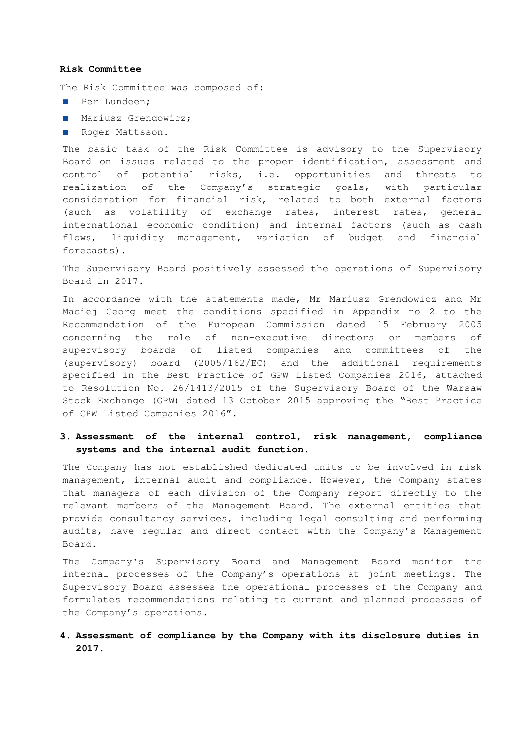**Risk Committee**

The Risk Committee was composed of:

- Per Lundeen;
- Mariusz Grendowicz;
- Roger Mattsson.

The basic task of the Risk Committee is advisory to the Supervisory Board on issues related to the proper identification, assessment and control of potential risks, i.e. opportunities and threats to realization of the Company's strategic goals, with particular consideration for financial risk, related to both external factors (such as volatility of exchange rates, interest rates, general international economic condition) and internal factors (such as cash flows, liquidity management, variation of budget and financial forecasts).

The Supervisory Board positively assessed the operations of Supervisory Board in 2017.

In accordance with the statements made, Mr Mariusz Grendowicz and Mr Maciej Georg meet the conditions specified in Appendix no 2 to the Recommendation of the European Commission dated 15 February 2005 concerning the role of non-executive directors or members of supervisory boards of listed companies and committees of the (supervisory) board (2005/162/EC) and the additional requirements specified in the Best Practice of GPW Listed Companies 2016, attached to Resolution No. 26/1413/2015 of the Supervisory Board of the Warsaw Stock Exchange (GPW) dated 13 October 2015 approving the "Best Practice of GPW Listed Companies 2016".

## 3. Assessment of the internal control, risk management, compliance systems and the internal audit function.

The Company has not established dedicated units to be involved in risk management, internal audit and compliance. However, the Company states that managers of each division of the Company report directly to the relevant members of the Management Board. The external entities that provide consultancy services, including legal consulting and performing audits, have regular and direct contact with the Company's Management Board.

The Company's Supervisory Board and Management Board monitor the internal processes of the Company's operations at joint meetings. The Supervisory Board assesses the operational processes of the Company and formulates recommendations relating to current and planned processes of the Company's operations.

## 4. Assessment of compliance by the Company with its disclosure duties in 2017.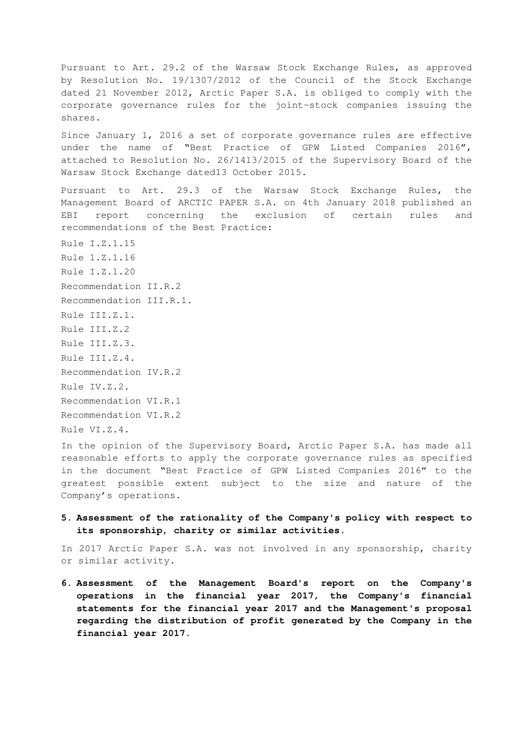Pursuant to Art. 29.2 of the Warsaw Stock Exchange Rules, as approved by Resolution No. 19/1307/2012 of the Council of the Stock Exchange dated 21 November 2012, Arctic Paper S.A. is obliged to comply with the corporate governance rules for the joint-stock companies issuing the shares.

Since January 1, 2016 a set of corporate governance rules are effective under the name of "Best Practice of GPW Listed Companies 2016", attached to Resolution No. 26/1413/2015 of the Supervisory Board of the Warsaw Stock Exchange dated13 October 2015.

Pursuant to Art. 29.3 of the Warsaw Stock Exchange Rules, the Management Board of ARCTIC PAPER S.A. on 4th January 2018 published an EBI report concerning the exclusion of certain rules and recommendations of the Best Practice:

Rule I.Z.1.15

Rule 1.Z.1.16

Rule I.Z.1.20

Recommendation II.R.2

Recommendation III.R.1.

Rule III.Z.1.

Rule III.Z.2

Rule III.Z.3.

Rule III.Z.4.

Recommendation IV.R.2

Rule IV.Z.2.

Recommendation VI.R.1

Recommendation VI.R.2

Rule VI.Z.4.

In the opinion of the Supervisory Board, Arctic Paper S.A. has made all reasonable efforts to apply the corporate governance rules as specified in the document "Best Practice of GPW Listed Companies 2016" to the greatest possible extent subject to the size and nature of the Company's operations.

5. **Assessment of the rationality of the Company's policy with respect to its sponsorship, charity or similar activities.**

In 2017 Arctic Paper S.A. was not involved in any sponsorship, charity or similar activity.

6. **Assessment of the Management Board's report on the Company's operations in the financial year 2017, the Company's financial statements for the financial year 2017 and the Management's proposal regarding the distribution of profit generated by the Company in the financial year 2017.**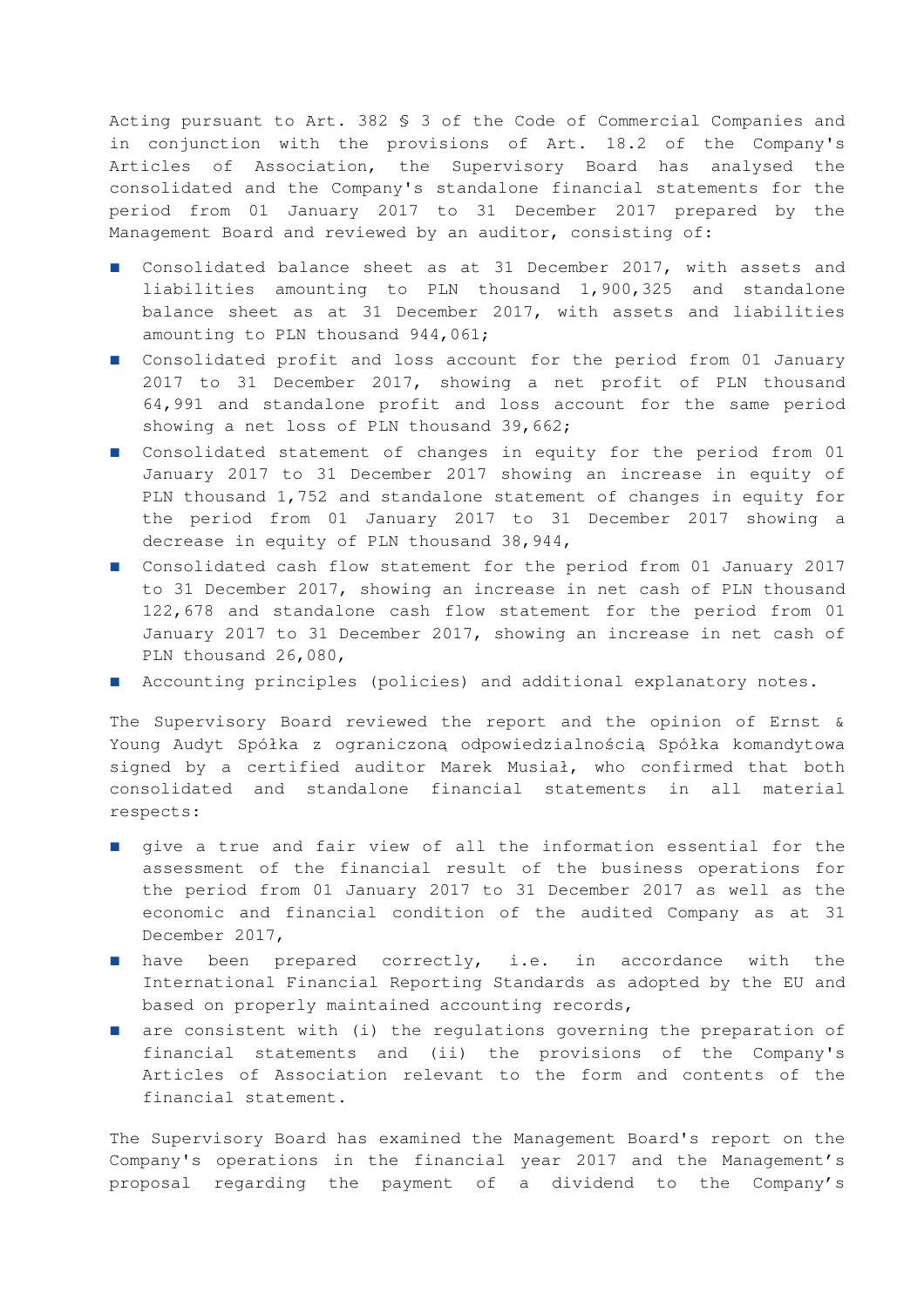Acting pursuant to Art. 382 § 3 of the Code of Commercial Companies and in conjunction with the provisions of Art. 18.2 of the Company's Articles of Association, the Supervisory Board has analysed the consolidated and the Company's standalone financial statements for the period from 01 January 2017 to 31 December 2017 prepared by the Management Board and reviewed by an auditor, consisting of:

- Consolidated balance sheet as at 31 December 2017, with assets and liabilities amounting to PLN thousand 1,900,325 and standalone balance sheet as at 31 December 2017, with assets and liabilities amounting to PLN thousand 944,061;
- Consolidated profit and loss account for the period from 01 January 2017 to 31 December 2017, showing a net profit of PLN thousand 64,991 and standalone profit and loss account for the same period showing a net loss of PLN thousand 39,662;
- Consolidated statement of changes in equity for the period from 01 January 2017 to 31 December 2017 showing an increase in equity of PLN thousand 1,752 and standalone statement of changes in equity for the period from 01 January 2017 to 31 December 2017 showing a decrease in equity of PLN thousand 38,944,
- Consolidated cash flow statement for the period from 01 January 2017 to 31 December 2017, showing an increase in net cash of PLN thousand 122,678 and standalone cash flow statement for the period from 01 January 2017 to 31 December 2017, showing an increase in net cash of PLN thousand 26,080,
- Accounting principles (policies) and additional explanatory notes.

The Supervisory Board reviewed the report and the opinion of Ernst & Young Audyt Spółka z ograniczoną odpowiedzialnością Spółka komandytowa signed by a certified auditor Marek Musiał, who confirmed that both consolidated and standalone financial statements in all material respects:

- give a true and fair view of all the information essential for the assessment of the financial result of the business operations for the period from 01 January 2017 to 31 December 2017 as well as the economic and financial condition of the audited Company as at 31 December 2017,
- have been prepared correctly, i.e. in accordance with the International Financial Reporting Standards as adopted by the EU and based on properly maintained accounting records,
- are consistent with (i) the regulations governing the preparation of financial statements and (ii) the provisions of the Company's Articles of Association relevant to the form and contents of the financial statement.

The Supervisory Board has examined the Management Board's report on the Company's operations in the financial year 2017 and the Management's proposal regarding the payment of a dividend to the Company's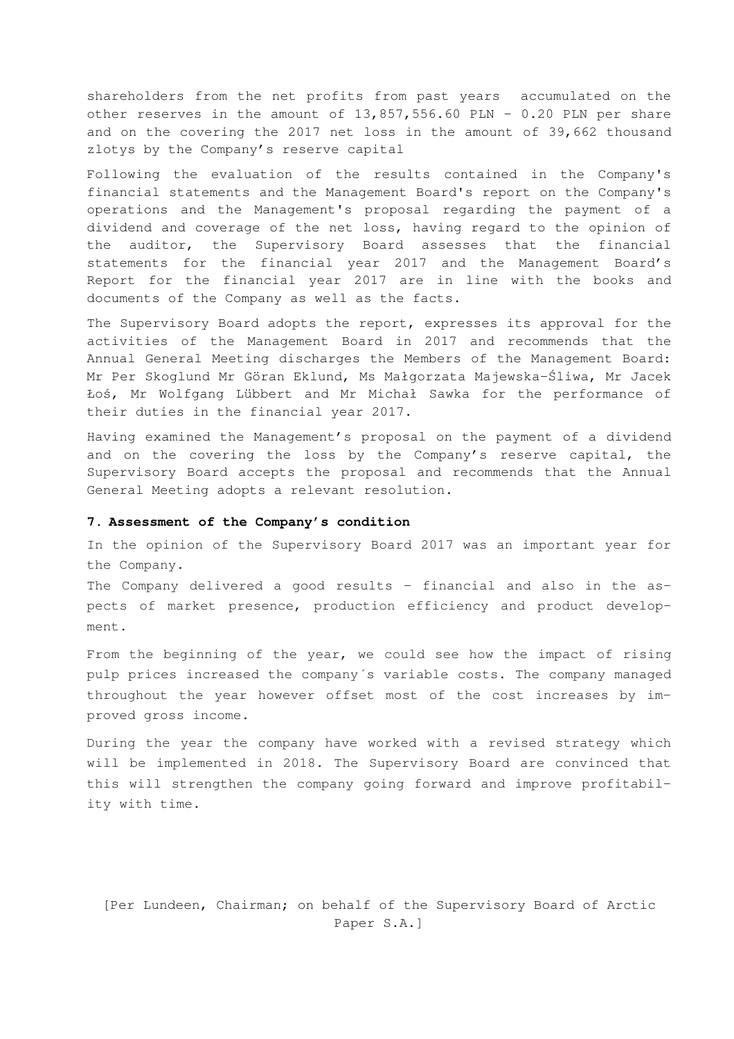shareholders from the net profits from past years accumulated on the other reserves in the amount of 13,857,556.60 PLN - 0.20 PLN per share and on the covering the 2017 net loss in the amount of 39,662 thousand zlotys by the Company's reserve capital

Following the evaluation of the results contained in the Company's financial statements and the Management Board's report on the Company's operations and the Management's proposal regarding the payment of a dividend and coverage of the net loss, having regard to the opinion of the auditor, the Supervisory Board assesses that the financial statements for the financial year 2017 and the Management Board's Report for the financial year 2017 are in line with the books and documents of the Company as well as the facts.

The Supervisory Board adopts the report, expresses its approval for the activities of the Management Board in 2017 and recommends that the Annual General Meeting discharges the Members of the Management Board: Mr Per Skoglund Mr Göran Eklund, Ms Małgorzata Majewska-Śliwa, Mr Jacek Łoś, Mr Wolfgang Lübbert and Mr Michał Sawka for the performance of their duties in the financial year 2017.

Having examined the Management's proposal on the payment of a dividend and on the covering the loss by the Company's reserve capital, the Supervisory Board accepts the proposal and recommends that the Annual General Meeting adopts a relevant resolution.

### 7. Assessment of the Company's condition

In the opinion of the Supervisory Board 2017 was an important year for the Company.

The Company delivered a good results - financial and also in the aspects of market presence, production efficiency and product development.

From the beginning of the year, we could see how the impact of rising pulp prices increased the company´s variable costs. The company managed throughout the year however offset most of the cost increases by improved gross income.

During the year the company have worked with a revised strategy which will be implemented in 2018. The Supervisory Board are convinced that this will strengthen the company going forward and improve profitability with time.

[Per Lundeen, Chairman; on behalf of the Supervisory Board of Arctic Paper S.A.]